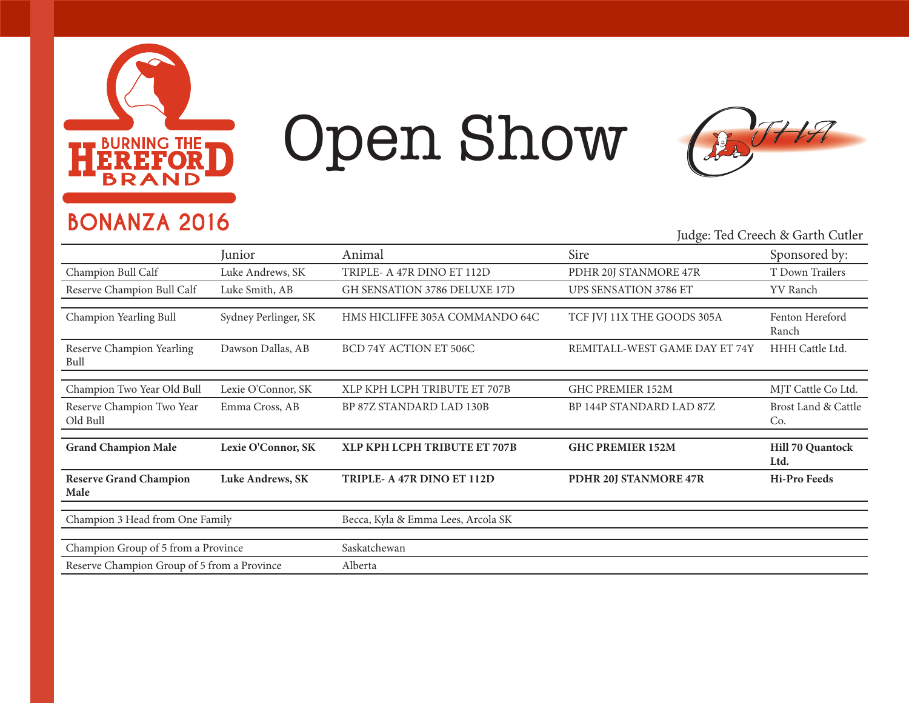BURNING THE HEREFORD BRAND

BONANZA 2016

# Open Show

CJHA

Judge: Ted Creech & Garth Cutler

| | Junior | Animal | Sire | Sponsored by: |
|---|---|---|---|---|
| Champion Bull Calf | Luke Andrews, SK | TRIPLE- A 47R DINO ET 112D | PDHR 20J STANMORE 47R | T Down Trailers |
| Reserve Champion Bull Calf | Luke Smith, AB | GH SENSATION 3786 DELUXE 17D | UPS SENSATION 3786 ET | YV Ranch |
| Champion Yearling Bull | Sydney Perlinger, SK | HMS HICLIFFE 305A COMMANDO 64C | TCF JVJ 11X THE GOODS 305A | Fenton Hereford Ranch |
| Reserve Champion Yearling Bull | Dawson Dallas, AB | BCD 74Y ACTION ET 506C | REMITALL-WEST GAME DAY ET 74Y | HHH Cattle Ltd. |
| Champion Two Year Old Bull | Lexie O'Connor, SK | XLP KPH LCPH TRIBUTE ET 707B | GHC PREMIER 152M | MJT Cattle Co Ltd. |
| Reserve Champion Two Year Old Bull | Emma Cross, AB | BP 87Z STANDARD LAD 130B | BP 144P STANDARD LAD 87Z | Brost Land & Cattle Co. |
| **Grand Champion Male** | **Lexie O'Connor, SK** | **XLP KPH LCPH TRIBUTE ET 707B** | **GHC PREMIER 152M** | **Hill 70 Quantock Ltd.** |
| **Reserve Grand Champion Male** | **Luke Andrews, SK** | **TRIPLE- A 47R DINO ET 112D** | **PDHR 20J STANMORE 47R** | **Hi-Pro Feeds** |

| | |
|---|---|
| Champion 3 Head from One Family | Becca, Kyla & Emma Lees, Arcola SK |
| Champion Group of 5 from a Province | Saskatchewan |
| Reserve Champion Group of 5 from a Province | Alberta |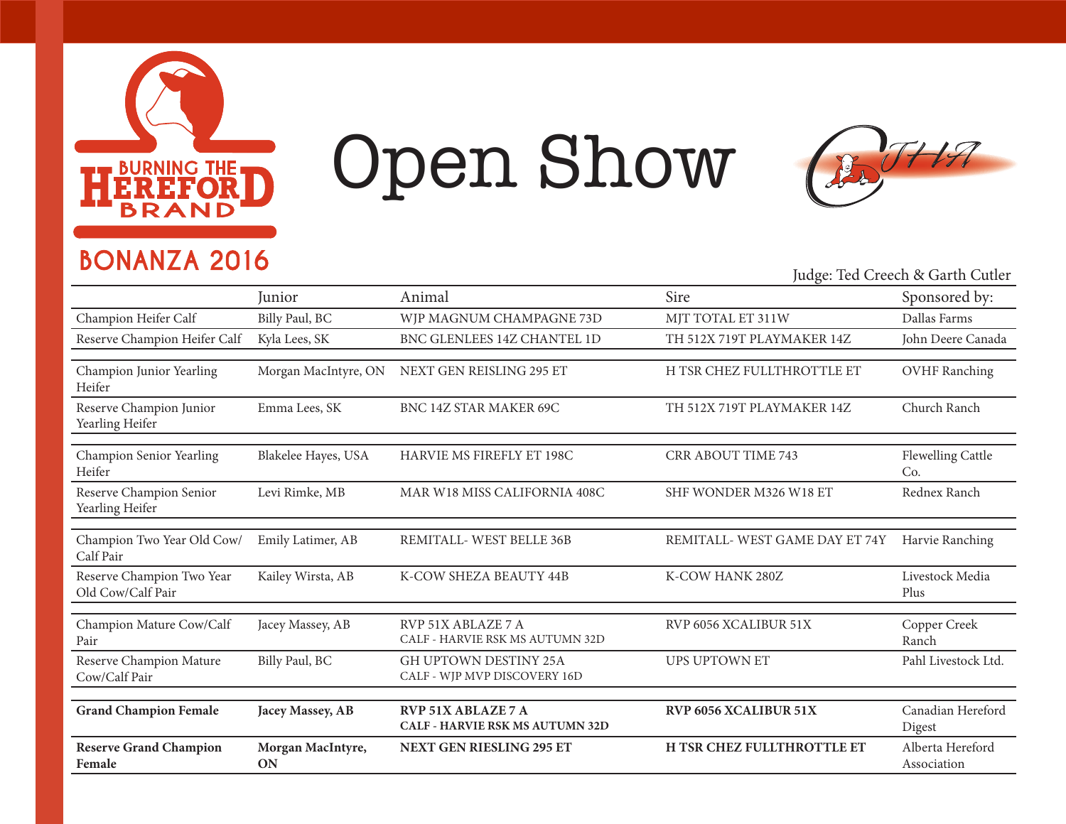BURNING THE HEREFORD BRAND

BONANZA 2016

# Open Show

Judge: Ted Creech & Garth Cutler

| | Junior | Animal | Sire | Sponsored by: |
|---|---|---|---|---|
| Champion Heifer Calf | Billy Paul, BC | WJP MAGNUM CHAMPAGNE 73D | MJT TOTAL ET 311W | Dallas Farms |
| Reserve Champion Heifer Calf | Kyla Lees, SK | BNC GLENLEES 14Z CHANTEL 1D | TH 512X 719T PLAYMAKER 14Z | John Deere Canada |
| Champion Junior Yearling Heifer | Morgan MacIntyre, ON | NEXT GEN REISLING 295 ET | H TSR CHEZ FULLTHROTTLE ET | OVHF Ranching |
| Reserve Champion Junior Yearling Heifer | Emma Lees, SK | BNC 14Z STAR MAKER 69C | TH 512X 719T PLAYMAKER 14Z | Church Ranch |
| Champion Senior Yearling Heifer | Blakelee Hayes, USA | HARVIE MS FIREFLY ET 198C | CRR ABOUT TIME 743 | Flewelling Cattle Co. |
| Reserve Champion Senior Yearling Heifer | Levi Rimke, MB | MAR W18 MISS CALIFORNIA 408C | SHF WONDER M326 W18 ET | Rednex Ranch |
| Champion Two Year Old Cow/Calf Pair | Emily Latimer, AB | REMITALL- WEST BELLE 36B | REMITALL- WEST GAME DAY ET 74Y | Harvie Ranching |
| Reserve Champion Two Year Old Cow/Calf Pair | Kailey Wirsta, AB | K-COW SHEZA BEAUTY 44B | K-COW HANK 280Z | Livestock Media Plus |
| Champion Mature Cow/Calf Pair | Jacey Massey, AB | RVP 51X ABLAZE 7 A<br>CALF - HARVIE RSK MS AUTUMN 32D | RVP 6056 XCALIBUR 51X | Copper Creek Ranch |
| Reserve Champion Mature Cow/Calf Pair | Billy Paul, BC | GH UPTOWN DESTINY 25A<br>CALF - WJP MVP DISCOVERY 16D | UPS UPTOWN ET | Pahl Livestock Ltd. |
| **Grand Champion Female** | **Jacey Massey, AB** | **RVP 51X ABLAZE 7 A**<br>**CALF - HARVIE RSK MS AUTUMN 32D** | **RVP 6056 XCALIBUR 51X** | Canadian Hereford Digest |
| **Reserve Grand Champion Female** | **Morgan MacIntyre, ON** | **NEXT GEN RIESLING 295 ET** | **H TSR CHEZ FULLTHROTTLE ET** | Alberta Hereford Association |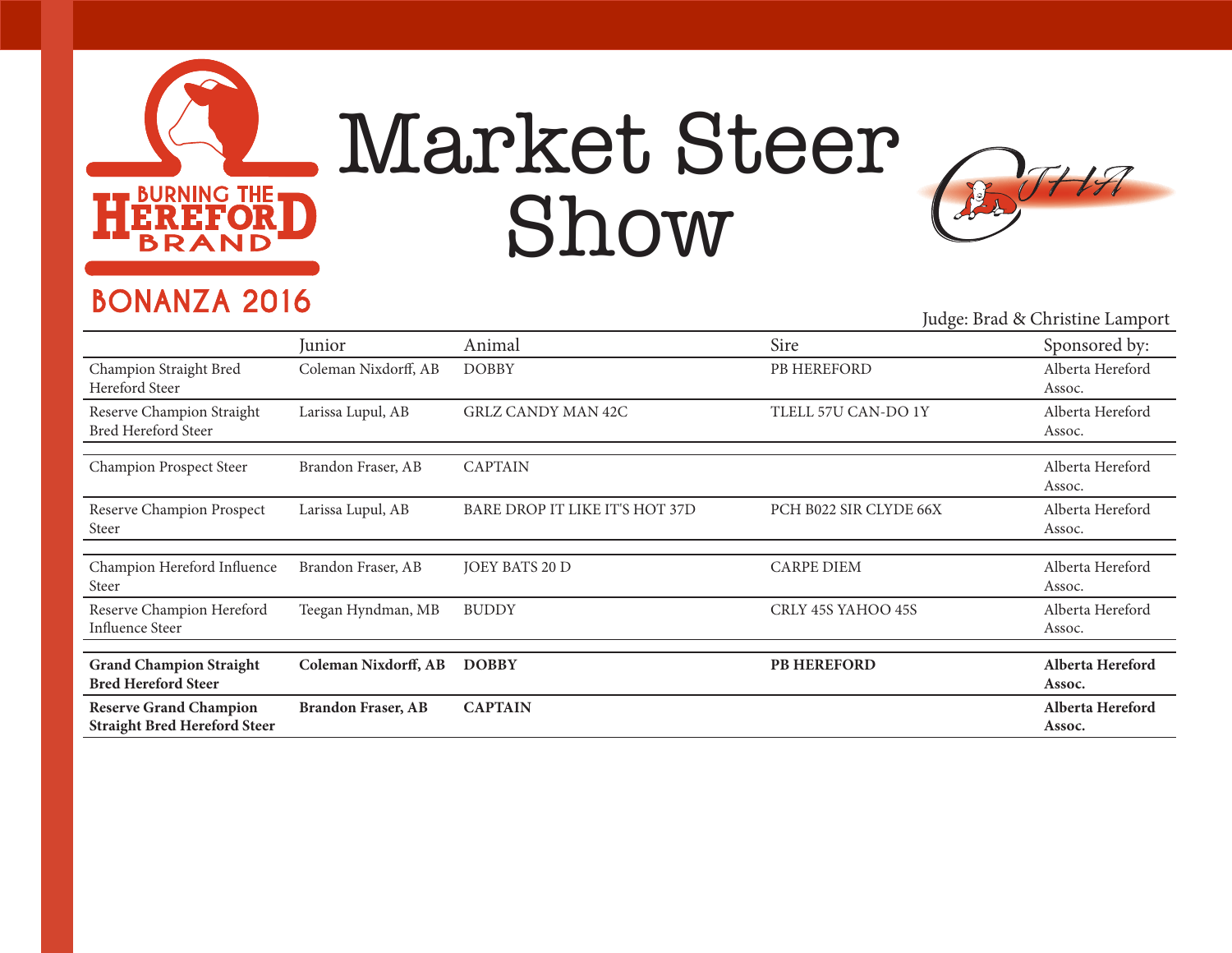BURNING THE HEREFORD BRAND

BONANZA 2016

# Market Steer Show

CJHA

Judge: Brad & Christine Lamport

| | Junior | Animal | Sire | Sponsored by: |
|---|---|---|---|---|
| Champion Straight Bred Hereford Steer | Coleman Nixdorff, AB | DOBBY | PB HEREFORD | Alberta Hereford Assoc. |
| Reserve Champion Straight Bred Hereford Steer | Larissa Lupul, AB | GRLZ CANDY MAN 42C | TLELL 57U CAN-DO 1Y | Alberta Hereford Assoc. |
| Champion Prospect Steer | Brandon Fraser, AB | CAPTAIN | | Alberta Hereford Assoc. |
| Reserve Champion Prospect Steer | Larissa Lupul, AB | BARE DROP IT LIKE IT'S HOT 37D | PCH B022 SIR CLYDE 66X | Alberta Hereford Assoc. |
| Champion Hereford Influence Steer | Brandon Fraser, AB | JOEY BATS 20 D | CARPE DIEM | Alberta Hereford Assoc. |
| Reserve Champion Hereford Influence Steer | Teegan Hyndman, MB | BUDDY | CRLY 45S YAHOO 45S | Alberta Hereford Assoc. |
| **Grand Champion Straight Bred Hereford Steer** | **Coleman Nixdorff, AB** | **DOBBY** | **PB HEREFORD** | **Alberta Hereford Assoc.** |
| **Reserve Grand Champion Straight Bred Hereford Steer** | **Brandon Fraser, AB** | **CAPTAIN** | | **Alberta Hereford Assoc.** |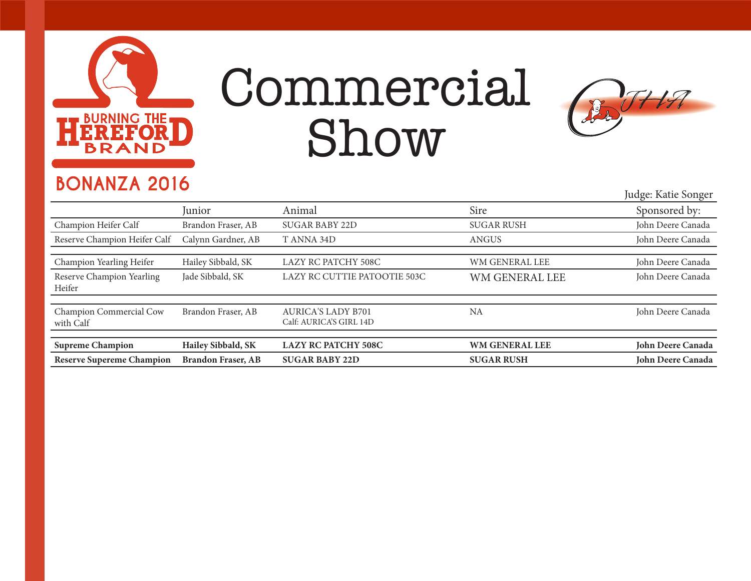BURNING THE HEREFORD BRAND

BONANZA 2016

# Commercial Show

Judge: Katie Songer

| | Junior | Animal | Sire | Sponsored by: |
|---|---|---|---|---|
| Champion Heifer Calf | Brandon Fraser, AB | SUGAR BABY 22D | SUGAR RUSH | John Deere Canada |
| Reserve Champion Heifer Calf | Calynn Gardner, AB | T ANNA 34D | ANGUS | John Deere Canada |
| Champion Yearling Heifer | Hailey Sibbald, SK | LAZY RC PATCHY 508C | WM GENERAL LEE | John Deere Canada |
| Reserve Champion Yearling Heifer | Jade Sibbald, SK | LAZY RC CUTTIE PATOOTIE 503C | WM GENERAL LEE | John Deere Canada |
| Champion Commercial Cow with Calf | Brandon Fraser, AB | AURICA'S LADY B701<br>Calf: AURICA'S GIRL 14D | NA | John Deere Canada |
| **Supreme Champion** | **Hailey Sibbald, SK** | **LAZY RC PATCHY 508C** | **WM GENERAL LEE** | **John Deere Canada** |
| **Reserve Supereme Champion** | **Brandon Fraser, AB** | **SUGAR BABY 22D** | **SUGAR RUSH** | **John Deere Canada** |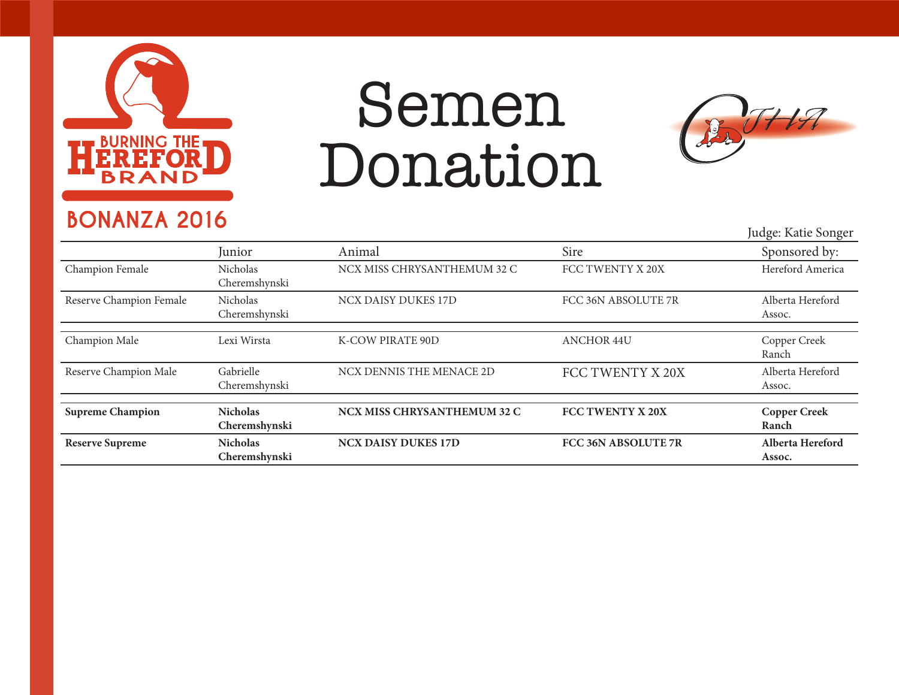BURNING THE HEREFORD BRAND

BONANZA 2016

# Semen Donation

Judge: Katie Songer

| | Junior | Animal | Sire | Sponsored by: |
|---|---|---|---|---|
| Champion Female | Nicholas Cheremshynski | NCX MISS CHRYSANTHEMUM 32 C | FCC TWENTY X 20X | Hereford America |
| Reserve Champion Female | Nicholas Cheremshynski | NCX DAISY DUKES 17D | FCC 36N ABSOLUTE 7R | Alberta Hereford Assoc. |
| Champion Male | Lexi Wirsta | K-COW PIRATE 90D | ANCHOR 44U | Copper Creek Ranch |
| Reserve Champion Male | Gabrielle Cheremshynski | NCX DENNIS THE MENACE 2D | FCC TWENTY X 20X | Alberta Hereford Assoc. |
| **Supreme Champion** | **Nicholas Cheremshynski** | **NCX MISS CHRYSANTHEMUM 32 C** | **FCC TWENTY X 20X** | **Copper Creek Ranch** |
| **Reserve Supreme** | **Nicholas Cheremshynski** | **NCX DAISY DUKES 17D** | **FCC 36N ABSOLUTE 7R** | **Alberta Hereford Assoc.** |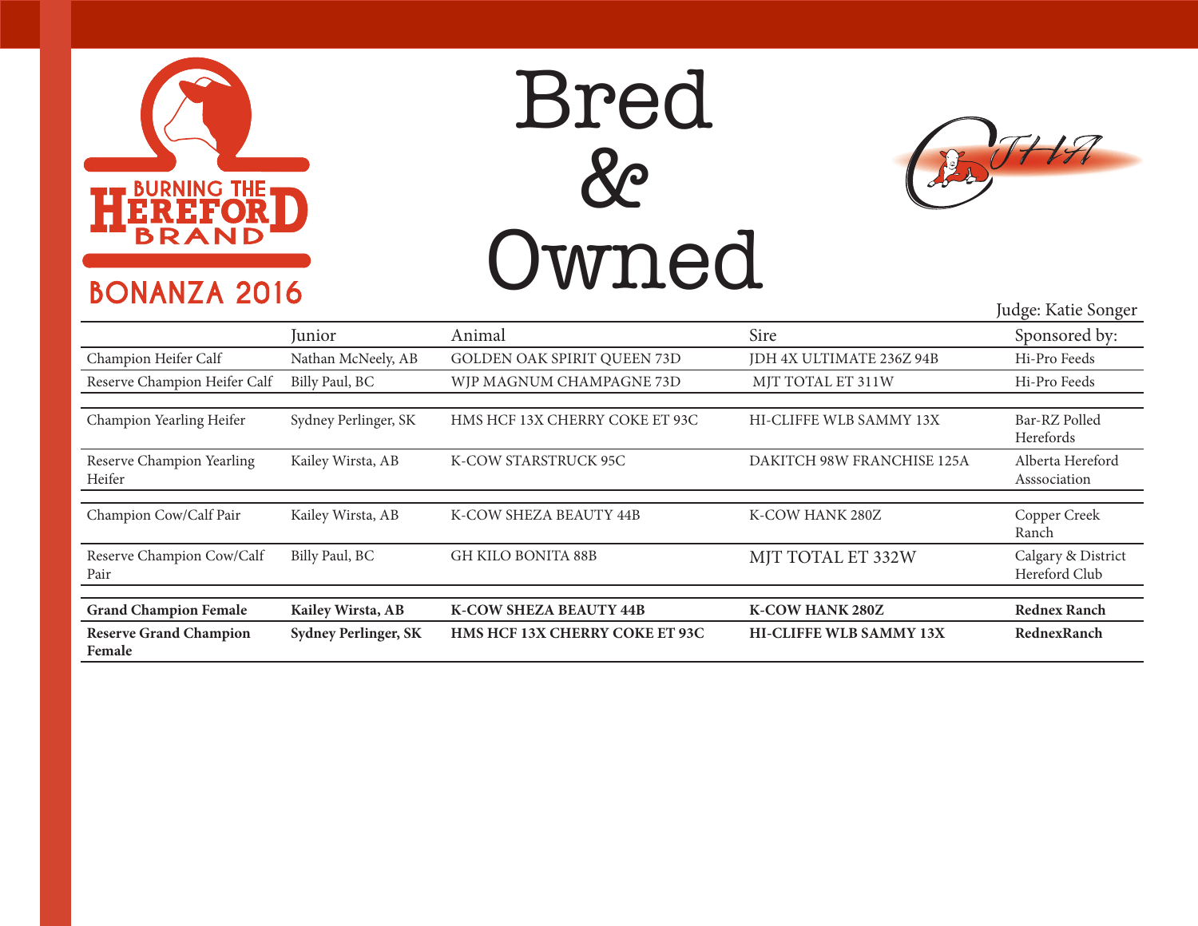BURNING THE HEREFORD BRAND

BONANZA 2016

# Bred & Owned

CJHA

Judge: Katie Songer

| | Junior | Animal | Sire | Sponsored by: |
|---|---|---|---|---|
| Champion Heifer Calf | Nathan McNeely, AB | GOLDEN OAK SPIRIT QUEEN 73D | JDH 4X ULTIMATE 236Z 94B | Hi-Pro Feeds |
| Reserve Champion Heifer Calf | Billy Paul, BC | WJP MAGNUM CHAMPAGNE 73D | MJT TOTAL ET 311W | Hi-Pro Feeds |
| Champion Yearling Heifer | Sydney Perlinger, SK | HMS HCF 13X CHERRY COKE ET 93C | HI-CLIFFE WLB SAMMY 13X | Bar-RZ Polled Herefords |
| Reserve Champion Yearling Heifer | Kailey Wirsta, AB | K-COW STARSTRUCK 95C | DAKITCH 98W FRANCHISE 125A | Alberta Hereford Asssociation |
| Champion Cow/Calf Pair | Kailey Wirsta, AB | K-COW SHEZA BEAUTY 44B | K-COW HANK 280Z | Copper Creek Ranch |
| Reserve Champion Cow/Calf Pair | Billy Paul, BC | GH KILO BONITA 88B | MJT TOTAL ET 332W | Calgary & District Hereford Club |
| **Grand Champion Female** | **Kailey Wirsta, AB** | **K-COW SHEZA BEAUTY 44B** | **K-COW HANK 280Z** | **Rednex Ranch** |
| **Reserve Grand Champion Female** | **Sydney Perlinger, SK** | **HMS HCF 13X CHERRY COKE ET 93C** | **HI-CLIFFE WLB SAMMY 13X** | **RednexRanch** |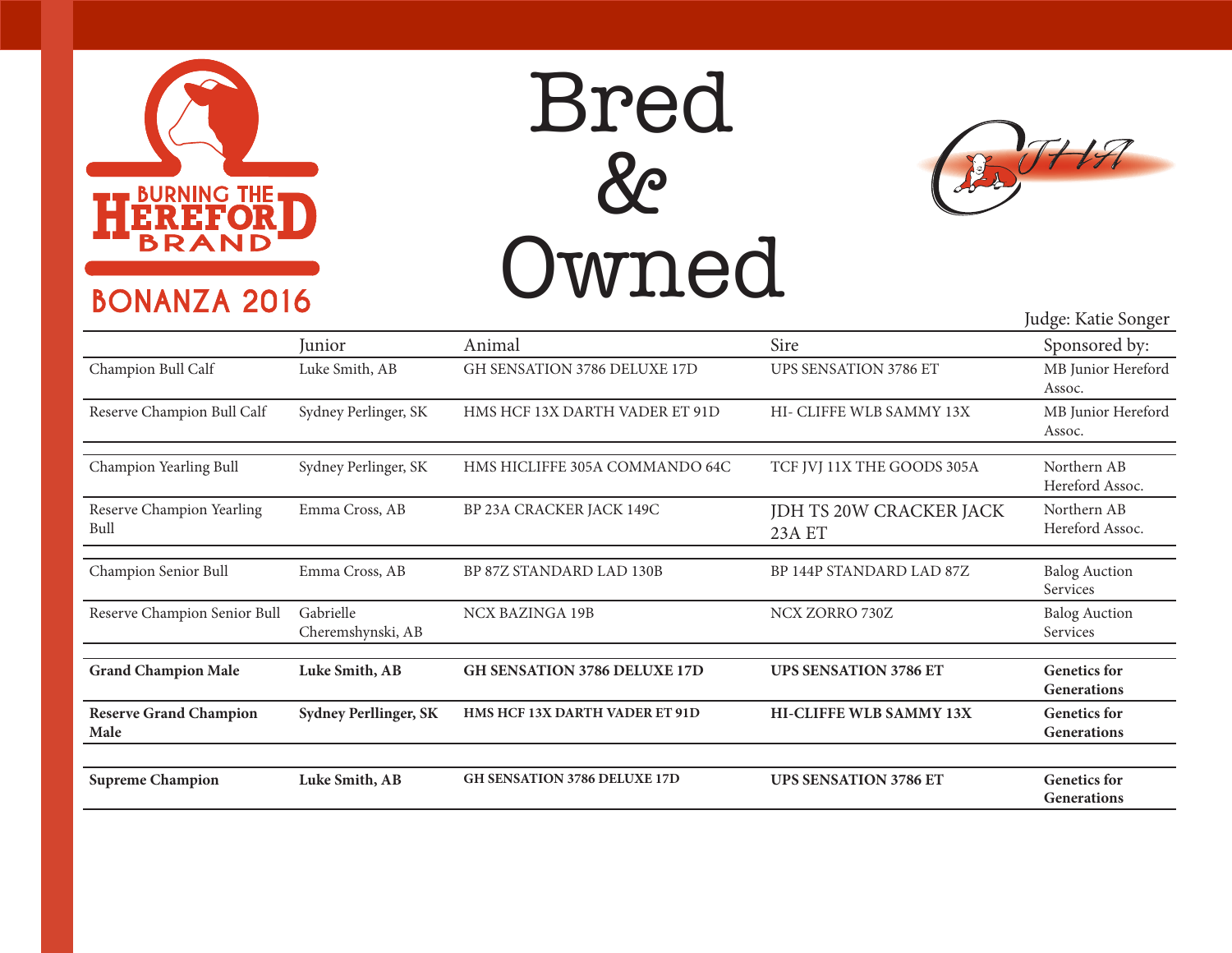BURNING THE HEREFORD BRAND

BONANZA 2016

# Bred & Owned

Judge: Katie Songer

| | Junior | Animal | Sire | Sponsored by: |
|---|---|---|---|---|
| Champion Bull Calf | Luke Smith, AB | GH SENSATION 3786 DELUXE 17D | UPS SENSATION 3786 ET | MB Junior Hereford Assoc. |
| Reserve Champion Bull Calf | Sydney Perlinger, SK | HMS HCF 13X DARTH VADER ET 91D | HI- CLIFFE WLB SAMMY 13X | MB Junior Hereford Assoc. |
| Champion Yearling Bull | Sydney Perlinger, SK | HMS HICLIFFE 305A COMMANDO 64C | TCF JVJ 11X THE GOODS 305A | Northern AB Hereford Assoc. |
| Reserve Champion Yearling Bull | Emma Cross, AB | BP 23A CRACKER JACK 149C | JDH TS 20W CRACKER JACK 23A ET | Northern AB Hereford Assoc. |
| Champion Senior Bull | Emma Cross, AB | BP 87Z STANDARD LAD 130B | BP 144P STANDARD LAD 87Z | Balog Auction Services |
| Reserve Champion Senior Bull | Gabrielle Cheremshynski, AB | NCX BAZINGA 19B | NCX ZORRO 730Z | Balog Auction Services |
| **Grand Champion Male** | **Luke Smith, AB** | **GH SENSATION 3786 DELUXE 17D** | **UPS SENSATION 3786 ET** | **Genetics for Generations** |
| **Reserve Grand Champion Male** | **Sydney Perllinger, SK** | **HMS HCF 13X DARTH VADER ET 91D** | **HI-CLIFFE WLB SAMMY 13X** | **Genetics for Generations** |
| **Supreme Champion** | **Luke Smith, AB** | **GH SENSATION 3786 DELUXE 17D** | **UPS SENSATION 3786 ET** | **Genetics for Generations** |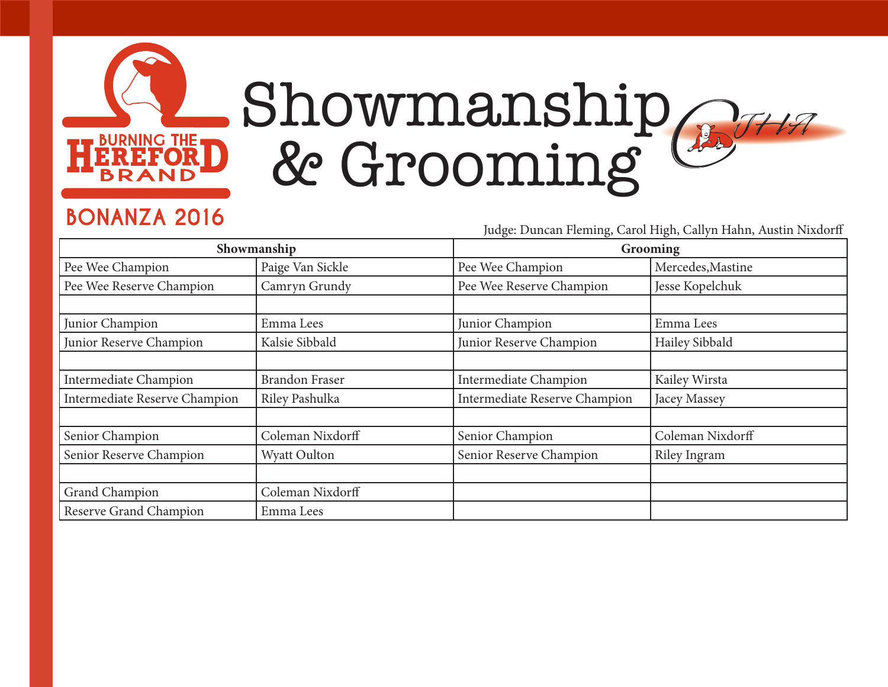BURNING THE HEREFORD BRAND

BONANZA 2016

# Showmanship & Grooming

CJHA

Judge: Duncan Fleming, Carol High, Callyn Hahn, Austin Nixdorff

| Showmanship | | Grooming | |
| --- | --- | --- | --- |
| Pee Wee Champion | Paige Van Sickle | Pee Wee Champion | Mercedes,Mastine |
| Pee Wee Reserve Champion | Camryn Grundy | Pee Wee Reserve Champion | Jesse Kopelchuk |
| | | | |
| Junior Champion | Emma Lees | Junior Champion | Emma Lees |
| Junior Reserve Champion | Kalsie Sibbald | Junior Reserve Champion | Hailey Sibbald |
| | | | |
| Intermediate Champion | Brandon Fraser | Intermediate Champion | Kailey Wirsta |
| Intermediate Reserve Champion | Riley Pashulka | Intermediate Reserve Champion | Jacey Massey |
| | | | |
| Senior Champion | Coleman Nixdorff | Senior Champion | Coleman Nixdorff |
| Senior Reserve Champion | Wyatt Oulton | Senior Reserve Champion | Riley Ingram |
| | | | |
| Grand Champion | Coleman Nixdorff | | |
| Reserve Grand Champion | Emma Lees | | |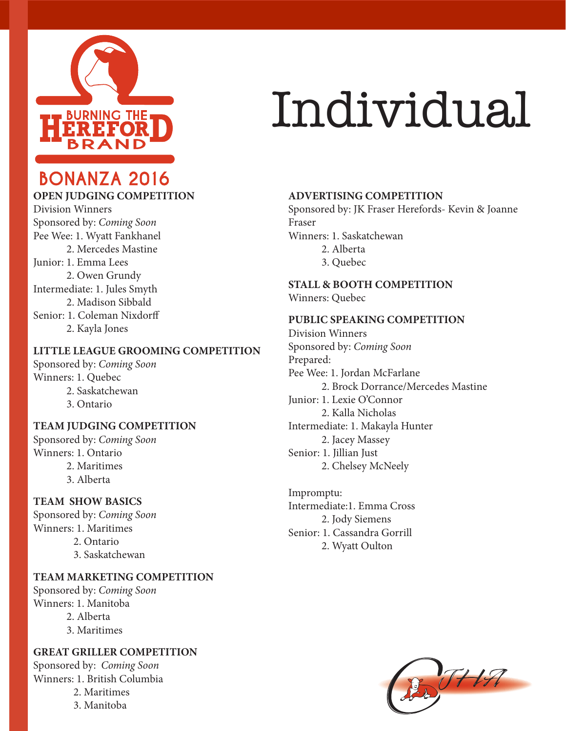BURNING THE HEREFORD BRAND

BONANZA 2016

# Individual

**OPEN JUDGING COMPETITION**

Division Winners

Sponsored by: *Coming Soon*

Pee Wee: 1. Wyatt Fankhanel
2. Mercedes Mastine

Junior: 1. Emma Lees
2. Owen Grundy

Intermediate: 1. Jules Smyth
2. Madison Sibbald

Senior: 1. Coleman Nixdorff
2. Kayla Jones

**LITTLE LEAGUE GROOMING COMPETITION**

Sponsored by: *Coming Soon*

Winners: 1. Quebec
2. Saskatchewan
3. Ontario

**TEAM JUDGING COMPETITION**

Sponsored by: *Coming Soon*

Winners: 1. Ontario
2. Maritimes
3. Alberta

**TEAM SHOW BASICS**

Sponsored by: *Coming Soon*

Winners: 1. Maritimes
2. Ontario
3. Saskatchewan

**TEAM MARKETING COMPETITION**

Sponsored by: *Coming Soon*

Winners: 1. Manitoba
2. Alberta
3. Maritimes

**GREAT GRILLER COMPETITION**

Sponsored by: *Coming Soon*

Winners: 1. British Columbia
2. Maritimes
3. Manitoba

**ADVERTISING COMPETITION**

Sponsored by: JK Fraser Herefords- Kevin & Joanne Fraser

Winners: 1. Saskatchewan
2. Alberta
3. Quebec

**STALL & BOOTH COMPETITION**

Winners: Quebec

**PUBLIC SPEAKING COMPETITION**

Division Winners

Sponsored by: *Coming Soon*

Prepared:

Pee Wee: 1. Jordan McFarlane
2. Brock Dorrance/Mercedes Mastine

Junior: 1. Lexie O'Connor
2. Kalla Nicholas

Intermediate: 1. Makayla Hunter
2. Jacey Massey

Senior: 1. Jillian Just
2. Chelsey McNeely

Impromptu:

Intermediate:1. Emma Cross
2. Jody Siemens

Senior: 1. Cassandra Gorrill
2. Wyatt Oulton

CJHA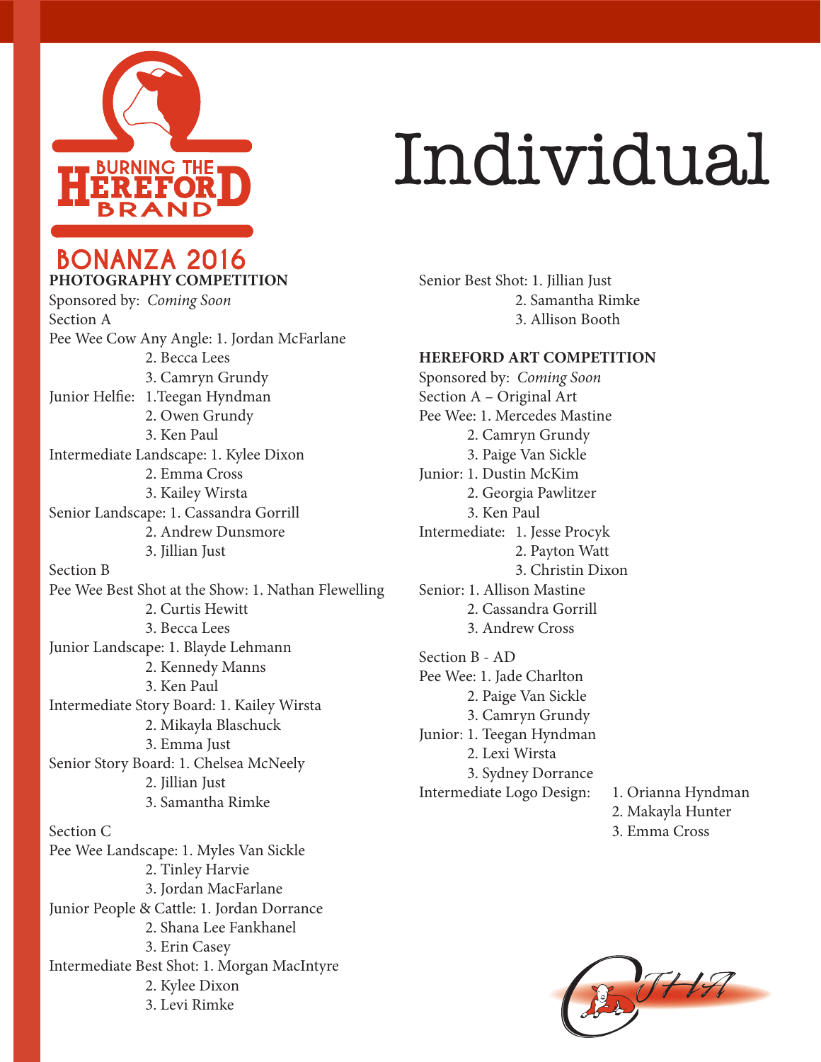# Individual

BURNING THE HEREFORD BRAND

BONANZA 2016

## PHOTOGRAPHY COMPETITION

Sponsored by: *Coming Soon*

Section A

Pee Wee Cow Any Angle: 1. Jordan McFarlane
2. Becca Lees
3. Camryn Grundy

Junior Helfie: 1.Teegan Hyndman
2. Owen Grundy
3. Ken Paul

Intermediate Landscape: 1. Kylee Dixon
2. Emma Cross
3. Kailey Wirsta

Senior Landscape: 1. Cassandra Gorrill
2. Andrew Dunsmore
3. Jillian Just

Section B

Pee Wee Best Shot at the Show: 1. Nathan Flewelling
2. Curtis Hewitt
3. Becca Lees

Junior Landscape: 1. Blayde Lehmann
2. Kennedy Manns
3. Ken Paul

Intermediate Story Board: 1. Kailey Wirsta
2. Mikayla Blaschuck
3. Emma Just

Senior Story Board: 1. Chelsea McNeely
2. Jillian Just
3. Samantha Rimke

Section C

Pee Wee Landscape: 1. Myles Van Sickle
2. Tinley Harvie
3. Jordan MacFarlane

Junior People & Cattle: 1. Jordan Dorrance
2. Shana Lee Fankhanel
3. Erin Casey

Intermediate Best Shot: 1. Morgan MacIntyre
2. Kylee Dixon
3. Levi Rimke

Senior Best Shot: 1. Jillian Just
2. Samantha Rimke
3. Allison Booth

## HEREFORD ART COMPETITION

Sponsored by: *Coming Soon*

Section A – Original Art

Pee Wee: 1. Mercedes Mastine
2. Camryn Grundy
3. Paige Van Sickle

Junior: 1. Dustin McKim
2. Georgia Pawlitzer
3. Ken Paul

Intermediate: 1. Jesse Procyk
2. Payton Watt
3. Christin Dixon

Senior: 1. Allison Mastine
2. Cassandra Gorrill
3. Andrew Cross

Section B - AD

Pee Wee: 1. Jade Charlton
2. Paige Van Sickle
3. Camryn Grundy

Junior: 1. Teegan Hyndman
2. Lexi Wirsta
3. Sydney Dorrance

Intermediate Logo Design: 1. Orianna Hyndman
2. Makayla Hunter
3. Emma Cross

CJHA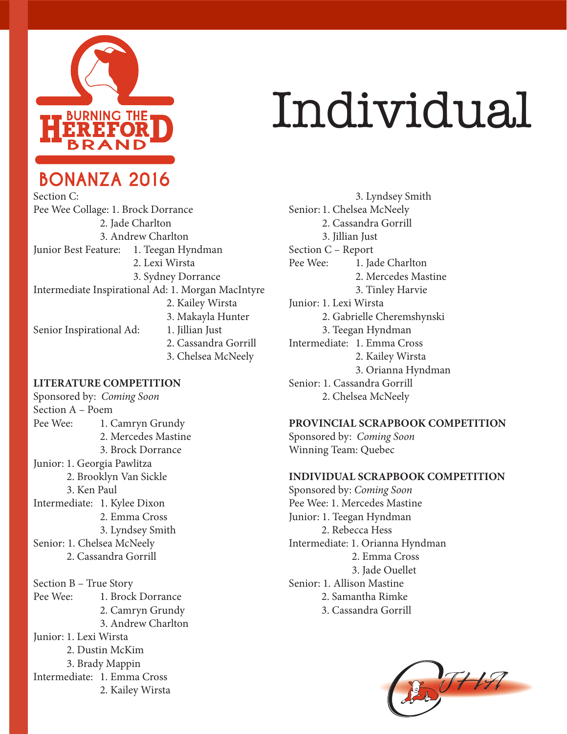# Individual

BURNING THE HEREFORD BRAND

BONANZA 2016

Section C:

Pee Wee Collage: 1. Brock Dorrance
2. Jade Charlton
3. Andrew Charlton

Junior Best Feature: 1. Teegan Hyndman
2. Lexi Wirsta
3. Sydney Dorrance

Intermediate Inspirational Ad: 1. Morgan MacIntyre
2. Kailey Wirsta
3. Makayla Hunter

Senior Inspirational Ad: 1. Jillian Just
2. Cassandra Gorrill
3. Chelsea McNeely

**LITERATURE COMPETITION**

Sponsored by: *Coming Soon*

Section A – Poem

Pee Wee: 1. Camryn Grundy
2. Mercedes Mastine
3. Brock Dorrance

Junior: 1. Georgia Pawlitza
2. Brooklyn Van Sickle
3. Ken Paul

Intermediate: 1. Kylee Dixon
2. Emma Cross
3. Lyndsey Smith

Senior: 1. Chelsea McNeely
2. Cassandra Gorrill

Section B – True Story

Pee Wee: 1. Brock Dorrance
2. Camryn Grundy
3. Andrew Charlton

Junior: 1. Lexi Wirsta
2. Dustin McKim
3. Brady Mappin

Intermediate: 1. Emma Cross
2. Kailey Wirsta
3. Lyndsey Smith

Senior: 1. Chelsea McNeely
2. Cassandra Gorrill
3. Jillian Just

Section C – Report

Pee Wee: 1. Jade Charlton
2. Mercedes Mastine
3. Tinley Harvie

Junior: 1. Lexi Wirsta
2. Gabrielle Cheremshynski
3. Teegan Hyndman

Intermediate: 1. Emma Cross
2. Kailey Wirsta
3. Orianna Hyndman

Senior: 1. Cassandra Gorrill
2. Chelsea McNeely

**PROVINCIAL SCRAPBOOK COMPETITION**

Sponsored by: *Coming Soon*

Winning Team: Quebec

**INDIVIDUAL SCRAPBOOK COMPETITION**

Sponsored by: *Coming Soon*

Pee Wee: 1. Mercedes Mastine

Junior: 1. Teegan Hyndman
2. Rebecca Hess

Intermediate: 1. Orianna Hyndman
2. Emma Cross
3. Jade Ouellet

Senior: 1. Allison Mastine
2. Samantha Rimke
3. Cassandra Gorrill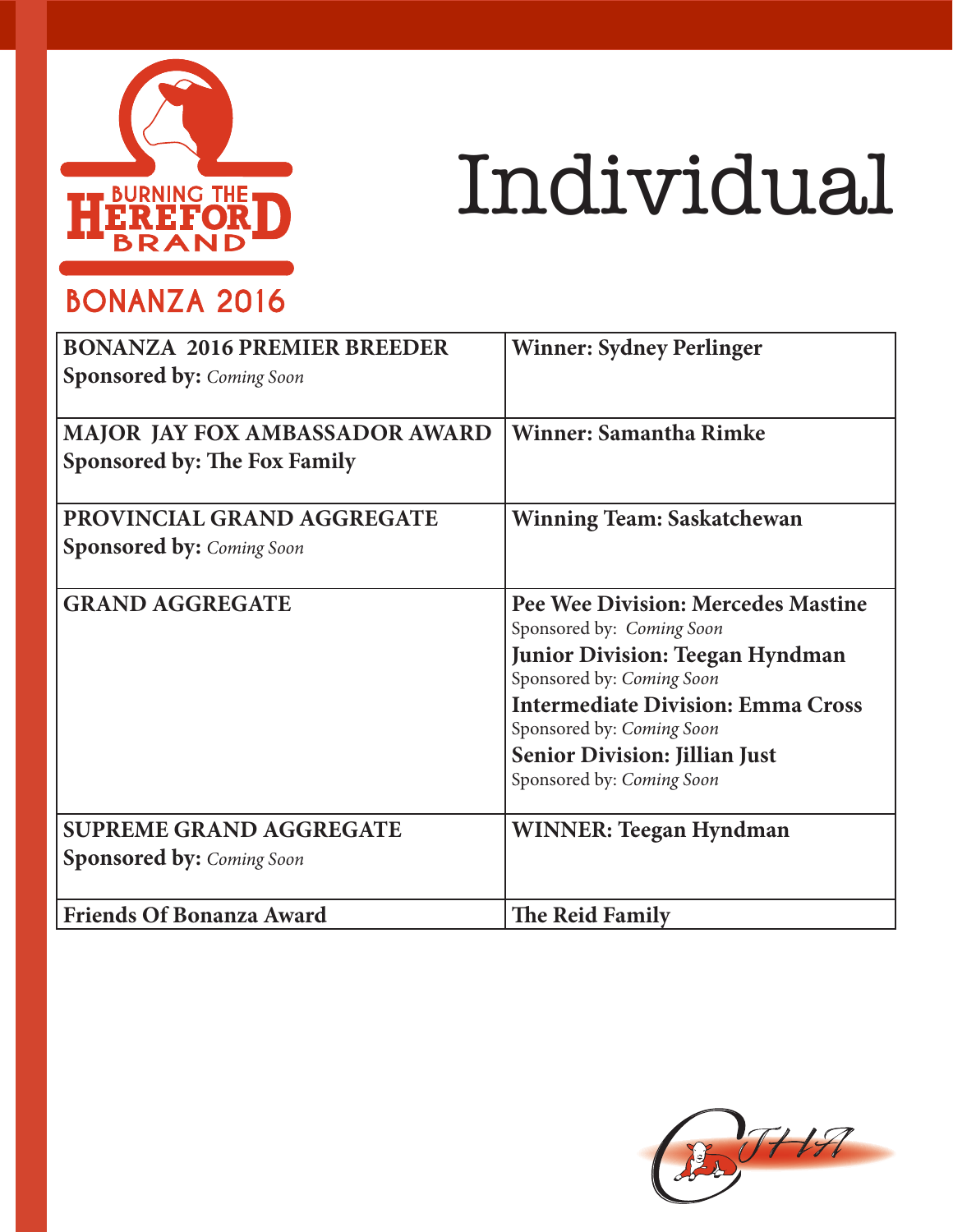BURNING THE HEREFORD BRAND

BONANZA 2016

# Individual

| | |
|---|---|
| **BONANZA 2016 PREMIER BREEDER**<br>**Sponsored by:** *Coming Soon* | **Winner: Sydney Perlinger** |
| **MAJOR JAY FOX AMBASSADOR AWARD**<br>**Sponsored by: The Fox Family** | **Winner: Samantha Rimke** |
| **PROVINCIAL GRAND AGGREGATE**<br>**Sponsored by:** *Coming Soon* | **Winning Team: Saskatchewan** |
| **GRAND AGGREGATE** | **Pee Wee Division: Mercedes Mastine**<br>Sponsored by: *Coming Soon*<br>**Junior Division: Teegan Hyndman**<br>Sponsored by: *Coming Soon*<br>**Intermediate Division: Emma Cross**<br>Sponsored by: *Coming Soon*<br>**Senior Division: Jillian Just**<br>Sponsored by: *Coming Soon* |
| **SUPREME GRAND AGGREGATE**<br>**Sponsored by:** *Coming Soon* | **WINNER: Teegan Hyndman** |
| **Friends Of Bonanza Award** | **The Reid Family** |

CJHA